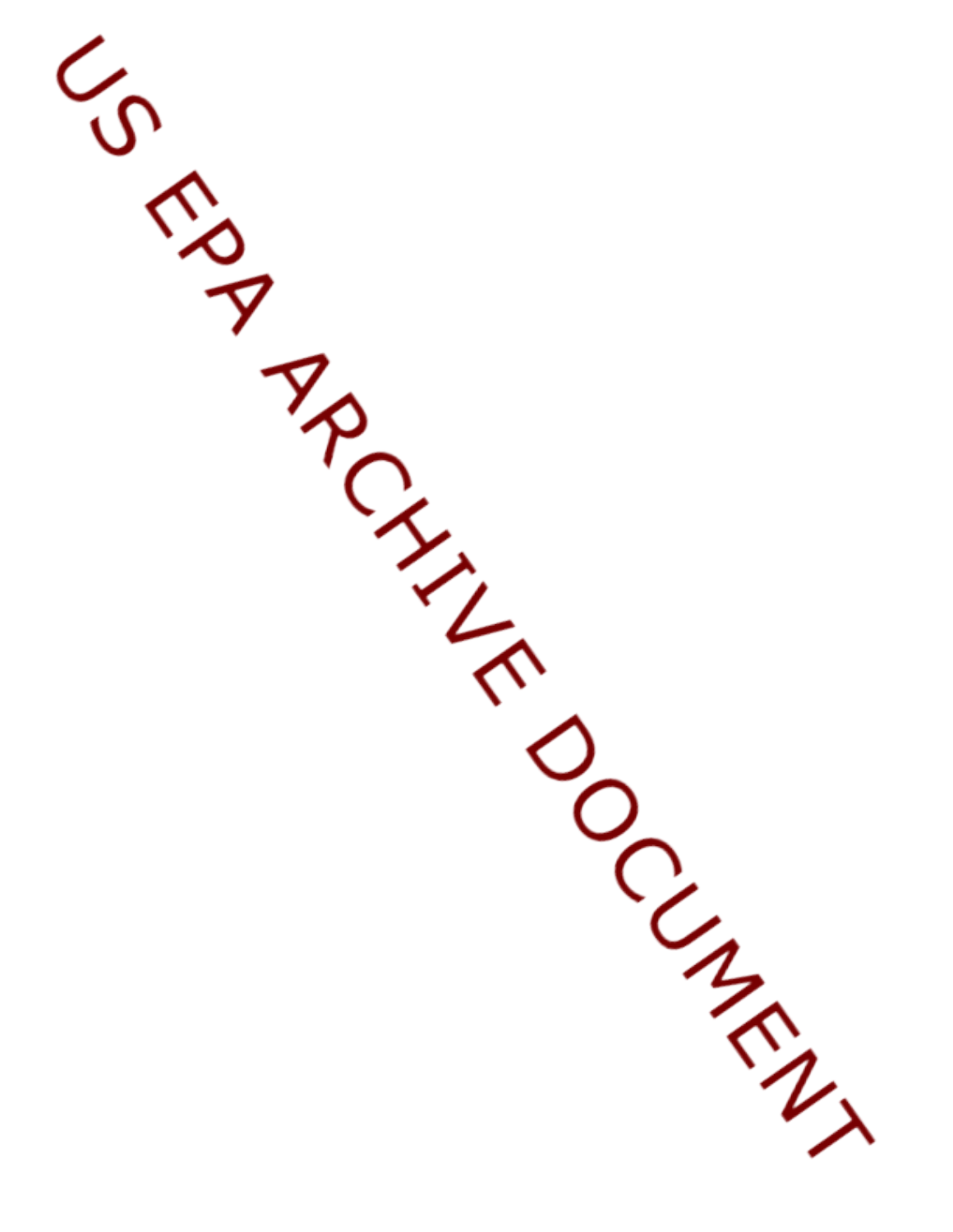US EPA ARCHIVE DOCUMENT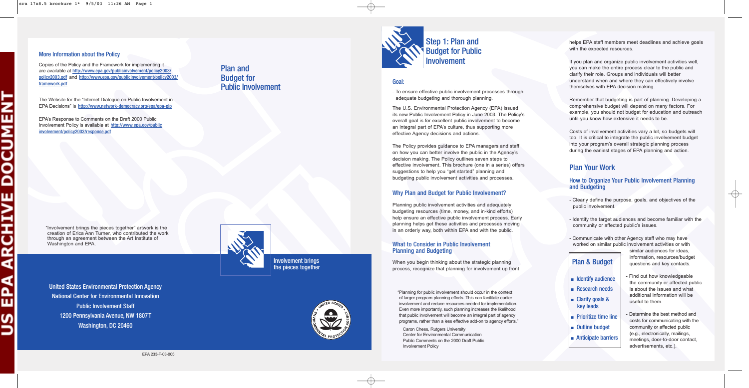US EPA ARCHIVE DOCUMENT

### More Information about the Policy

Copies of the Policy and the Framework for implementing it are available at http://www.epa.gov/publicinvolvement/policy2003/policy2003.pdf and http://www.epa.gov/publicinvolvement/policy2003/framework.pdf

The Website for the "Internet Dialogue on Public Involvement in EPA Decisions" is http://www.network-democracy.org/epa/epa-pip

EPA's Response to Comments on the Draft 2000 Public Involvement Policy is available at http://www.epa.gov/publicinvolvement/policy2003/response.pdf

"Involvement brings the pieces together" artwork is the creation of Erica Ann Turner, who contributed the work through an agreement between the Art Institute of Washington and EPA.

United States Environmental Protection Agency
National Center for Environmental Innovation
Public Involvement Staff
1200 Pennsylvania Avenue, NW 1807T
Washington, DC 20460

EPA 233-F-03-005

# Plan and Budget for Public Involvement

Involvement brings the pieces together

## Step 1: Plan and Budget for Public Involvement

### Goal:

- To ensure effective public involvement processes through adequate budgeting and thorough planning.

The U.S. Environmental Protection Agency (EPA) issued its new Public Involvement Policy in June 2003. The Policy's overall goal is for excellent public involvement to become an integral part of EPA's culture, thus supporting more effective Agency decisions and actions.

The Policy provides guidance to EPA managers and staff on how you can better involve the public in the Agency's decision making. The Policy outlines seven steps to effective involvement. This brochure (one in a series) offers suggestions to help you "get started" planning and budgeting public involvement activities and processes.

### Why Plan and Budget for Public Involvement?

Planning public involvement activities and adequately budgeting resources (time, money, and in-kind efforts) help ensure an effective public involvement process. Early planning helps get these activities and processes moving in an orderly way, both within EPA and with the public.

### What to Consider in Public Involvement Planning and Budgeting

When you begin thinking about the strategic planning process, recognize that planning for involvement up front helps EPA staff members meet deadlines and achieve goals with the expected resources.

> "Planning for public involvement should occur in the context of larger program planning efforts. This can facilitate earlier involvement and reduce resources needed for implementation. Even more importantly, such planning increases the likelihood that public involvement will become an integral part of agency programs, rather than a less effective add-on to agency efforts."
>
> Caron Chess, Rutgers University
> Center for Environmental Communication
> Public Comments on the 2000 Draft Public Involvement Policy

If you plan and organize public involvement activities well, you can make the entire process clear to the public and clarify their role. Groups and individuals will better understand when and where they can effectively involve themselves with EPA decision making.

Remember that budgeting is part of planning. Developing a comprehensive budget will depend on many factors. For example, you should not budget for education and outreach until you know how extensive it needs to be.

Costs of involvement activities vary a lot, so budgets will too. It is critical to integrate the public involvement budget into your program's overall strategic planning process during the earliest stages of EPA planning and action.

## Plan Your Work

### How to Organize Your Public Involvement Planning and Budgeting

- Clearly define the purpose, goals, and objectives of the public involvement.
- Identify the target audiences and become familiar with the community or affected public's issues.
- Communicate with other Agency staff who may have worked on similar public involvement activities or with similar audiences for ideas, information, resources/budget questions and key contacts.
- Find out how knowledgeable the community or affected public is about the issues and what additional information will be useful to them.
- Determine the best method and costs for communicating with the community or affected public (e.g., electronically, mailings, meetings, door-to-door contact, advertisements, etc.).

**Plan & Budget**

- Identify audience
- Research needs
- Clarify goals & key leads
- Prioritize time line
- Outline budget
- Anticipate barriers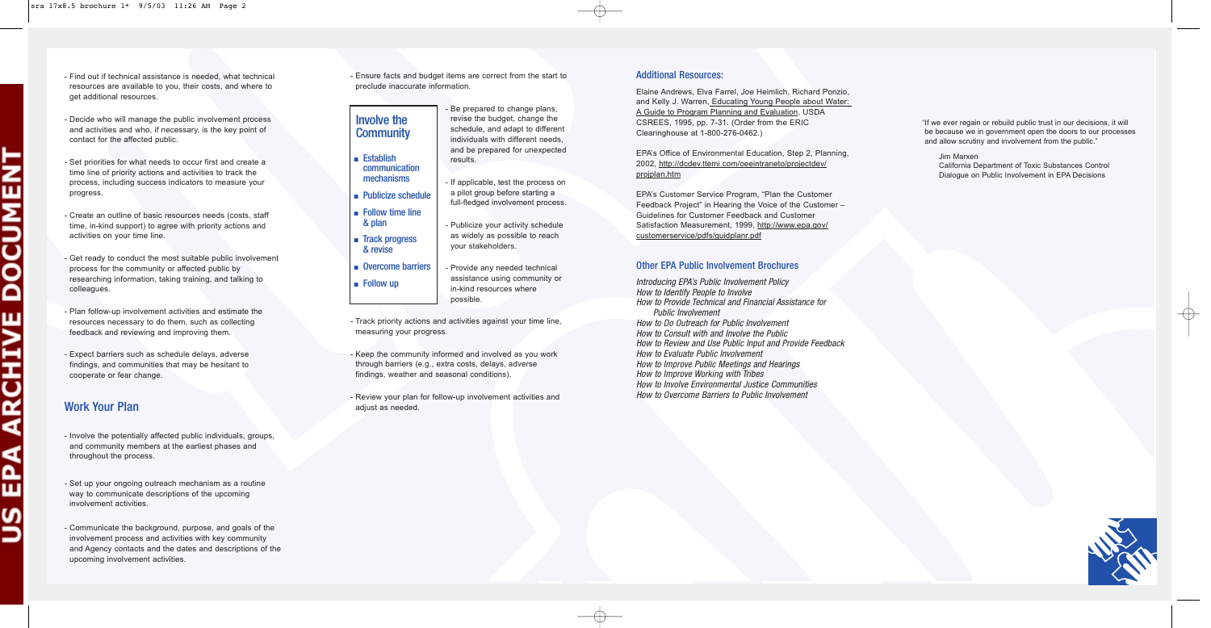- Find out if technical assistance is needed, what technical resources are available to you, their costs, and where to get additional resources.

- Decide who will manage the public involvement process and activities and who, if necessary, is the key point of contact for the affected public.

- Set priorities for what needs to occur first and create a time line of priority actions and activities to track the process, including success indicators to measure your progress.

- Create an outline of basic resources needs (costs, staff time, in-kind support) to agree with priority actions and activities on your time line.

- Get ready to conduct the most suitable public involvement process for the community or affected public by researching information, taking training, and talking to colleagues.

- Plan follow-up involvement activities and estimate the resources necessary to do them, such as collecting feedback and reviewing and improving them.

- Expect barriers such as schedule delays, adverse findings, and communities that may be hesitant to cooperate or fear change.

## Work Your Plan

- Involve the potentially affected public individuals, groups, and community members at the earliest phases and throughout the process.

- Set up your ongoing outreach mechanism as a routine way to communicate descriptions of the upcoming involvement activities.

- Communicate the background, purpose, and goals of the involvement process and activities with key community and Agency contacts and the dates and descriptions of the upcoming involvement activities.

- Ensure facts and budget items are correct from the start to preclude inaccurate information.

### Involve the Community

- Establish communication mechanisms
- Publicize schedule
- Follow time line & plan
- Track progress & revise
- Overcome barriers
- Follow up

- Be prepared to change plans, revise the budget, change the schedule, and adapt to different individuals with different needs, and be prepared for unexpected results.

- If applicable, test the process on a pilot group before starting a full-fledged involvement process.

- Publicize your activity schedule as widely as possible to reach your stakeholders.

- Provide any needed technical assistance using community or in-kind resources where possible.

- Track priority actions and activities against your time line, measuring your progress.

- Keep the community informed and involved as you work through barriers (e.g., extra costs, delays, adverse findings, weather and seasonal conditions).

- Review your plan for follow-up involvement activities and adjust as needed.

### Additional Resources:

Elaine Andrews, Elva Farrel, Joe Heimlich, Richard Ponzio, and Kelly J. Warren, Educating Young People about Water: A Guide to Program Planning and Evaluation, USDA CSREES, 1995, pp. 7-31. (Order from the ERIC Clearinghouse at 1-800-276-0462.)

EPA's Office of Environmental Education, Step 2, Planning, 2002, http://dcdev.ttemi.com/oeeintraneto/projectdev/projplan.htm

EPA's Customer Service Program, "Plan the Customer Feedback Project" in Hearing the Voice of the Customer – Guidelines for Customer Feedback and Customer Satisfaction Measurement, 1999, http://www.epa.gov/customerservice/pdfs/guidplanr.pdf

### Other EPA Public Involvement Brochures

*Introducing EPA's Public Involvement Policy*
*How to Identify People to Involve*
*How to Provide Technical and Financial Assistance for Public Involvement*
*How to Do Outreach for Public Involvement*
*How to Consult with and Involve the Public*
*How to Review and Use Public Input and Provide Feedback*
*How to Evaluate Public Involvement*
*How to Improve Public Meetings and Hearings*
*How to Improve Working with Tribes*
*How to Involve Environmental Justice Communities*
*How to Overcome Barriers to Public Involvement*

"If we ever regain or rebuild public trust in our decisions, it will be because we in government open the doors to our processes and allow scrutiny and involvement from the public."

Jim Marxen
California Department of Toxic Substances Control
Dialogue on Public Involvement in EPA Decisions

US EPA ARCHIVE DOCUMENT